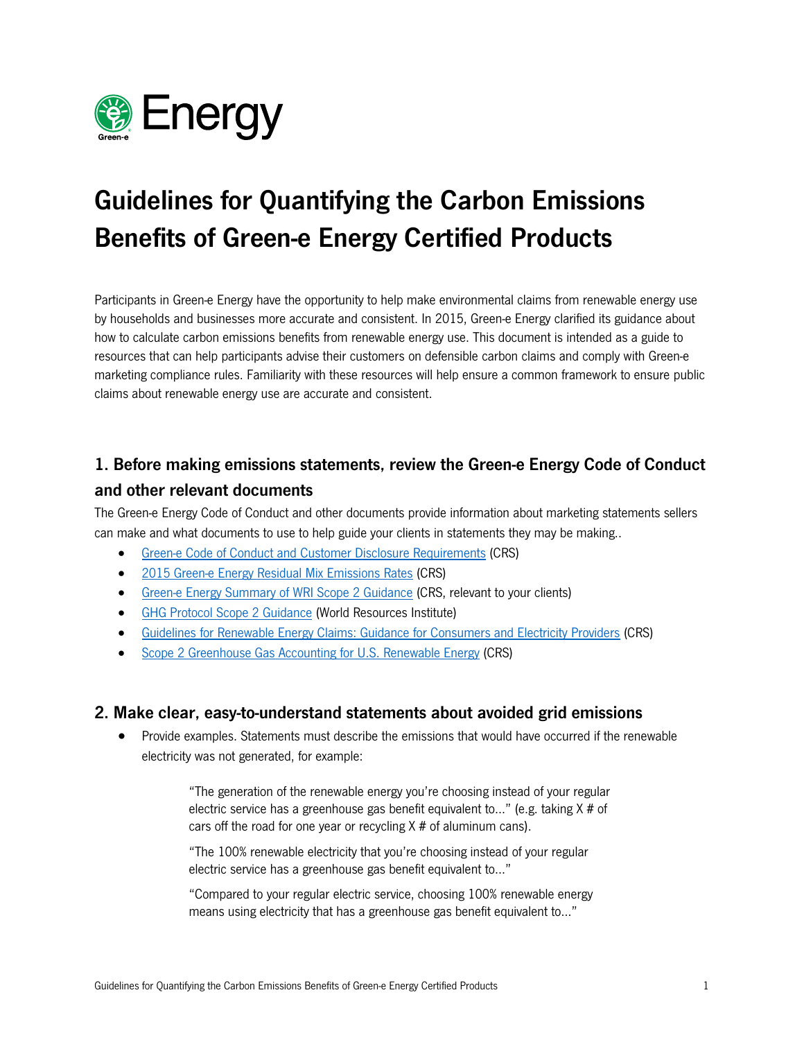# Guidelines for Quantifying the Carbon Emissions Benefits of Green-e Energy Certified Products

Participants in Green-e Energy have the opportunity to help make environmental claims from renewable energy use by households and businesses more accurate and consistent. In 2015, Green-e Energy clarified its guidance about how to calculate carbon emissions benefits from renewable energy use. This document is intended as a guide to resources that can help participants advise their customers on defensible carbon claims and comply with Green-e marketing compliance rules. Familiarity with these resources will help ensure a common framework to ensure public claims about renewable energy use are accurate and consistent.

## 1. Before making emissions statements, review the Green-e Energy Code of Conduct and other relevant documents

The Green-e Energy Code of Conduct and other documents provide information about marketing statements sellers can make and what documents to use to help guide your clients in statements they may be making..

- Green-e Code of Conduct and Customer Disclosure Requirements (CRS)
- 2015 Green-e Energy Residual Mix Emissions Rates (CRS)
- Green-e Energy Summary of WRI Scope 2 Guidance (CRS, relevant to your clients)
- GHG Protocol Scope 2 Guidance (World Resources Institute)
- Guidelines for Renewable Energy Claims: Guidance for Consumers and Electricity Providers (CRS)
- Scope 2 Greenhouse Gas Accounting for U.S. Renewable Energy (CRS)

## 2. Make clear, easy-to-understand statements about avoided grid emissions

- Provide examples. Statements must describe the emissions that would have occurred if the renewable electricity was not generated, for example:

> "The generation of the renewable energy you're choosing instead of your regular electric service has a greenhouse gas benefit equivalent to..." (e.g. taking X # of cars off the road for one year or recycling X # of aluminum cans).
>
> "The 100% renewable electricity that you're choosing instead of your regular electric service has a greenhouse gas benefit equivalent to..."
>
> "Compared to your regular electric service, choosing 100% renewable energy means using electricity that has a greenhouse gas benefit equivalent to..."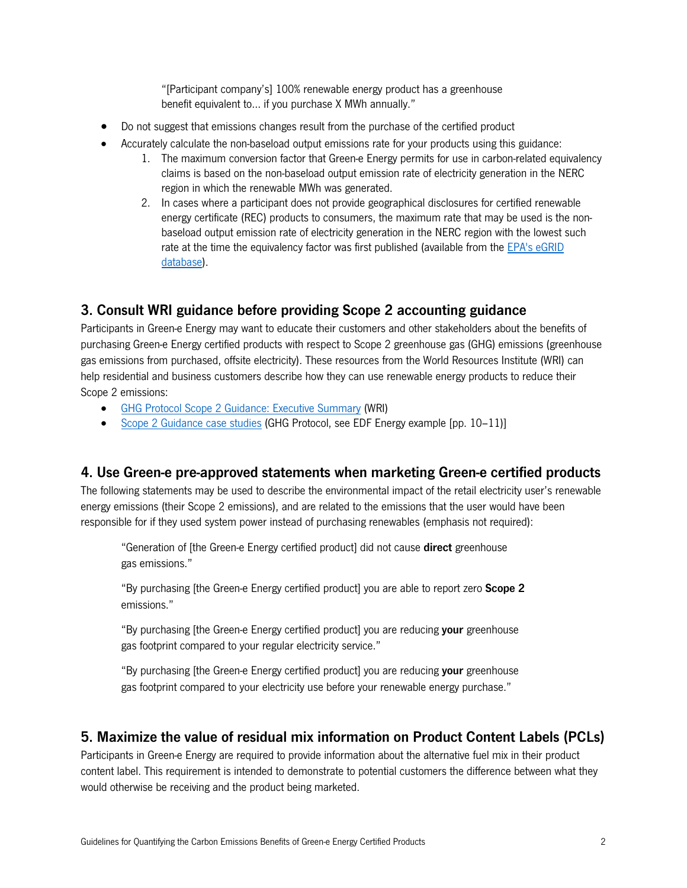"[Participant company's] 100% renewable energy product has a greenhouse benefit equivalent to… if you purchase X MWh annually."

- Do not suggest that emissions changes result from the purchase of the certified product
- Accurately calculate the non-baseload output emissions rate for your products using this guidance:
    1. The maximum conversion factor that Green-e Energy permits for use in carbon-related equivalency claims is based on the non-baseload output emission rate of electricity generation in the NERC region in which the renewable MWh was generated.
    2. In cases where a participant does not provide geographical disclosures for certified renewable energy certificate (REC) products to consumers, the maximum rate that may be used is the non-baseload output emission rate of electricity generation in the NERC region with the lowest such rate at the time the equivalency factor was first published (available from the EPA's eGRID database).

## 3. Consult WRI guidance before providing Scope 2 accounting guidance

Participants in Green-e Energy may want to educate their customers and other stakeholders about the benefits of purchasing Green-e Energy certified products with respect to Scope 2 greenhouse gas (GHG) emissions (greenhouse gas emissions from purchased, offsite electricity). These resources from the World Resources Institute (WRI) can help residential and business customers describe how they can use renewable energy products to reduce their Scope 2 emissions:

- GHG Protocol Scope 2 Guidance: Executive Summary (WRI)
- Scope 2 Guidance case studies (GHG Protocol, see EDF Energy example [pp. 10–11)]

## 4. Use Green-e pre-approved statements when marketing Green-e certified products

The following statements may be used to describe the environmental impact of the retail electricity user's renewable energy emissions (their Scope 2 emissions), and are related to the emissions that the user would have been responsible for if they used system power instead of purchasing renewables (emphasis not required):

> "Generation of [the Green-e Energy certified product] did not cause **direct** greenhouse gas emissions."
>
> "By purchasing [the Green-e Energy certified product] you are able to report zero **Scope 2** emissions."
>
> "By purchasing [the Green-e Energy certified product] you are reducing **your** greenhouse gas footprint compared to your regular electricity service."
>
> "By purchasing [the Green-e Energy certified product] you are reducing **your** greenhouse gas footprint compared to your electricity use before your renewable energy purchase."

## 5. Maximize the value of residual mix information on Product Content Labels (PCLs)

Participants in Green-e Energy are required to provide information about the alternative fuel mix in their product content label. This requirement is intended to demonstrate to potential customers the difference between what they would otherwise be receiving and the product being marketed.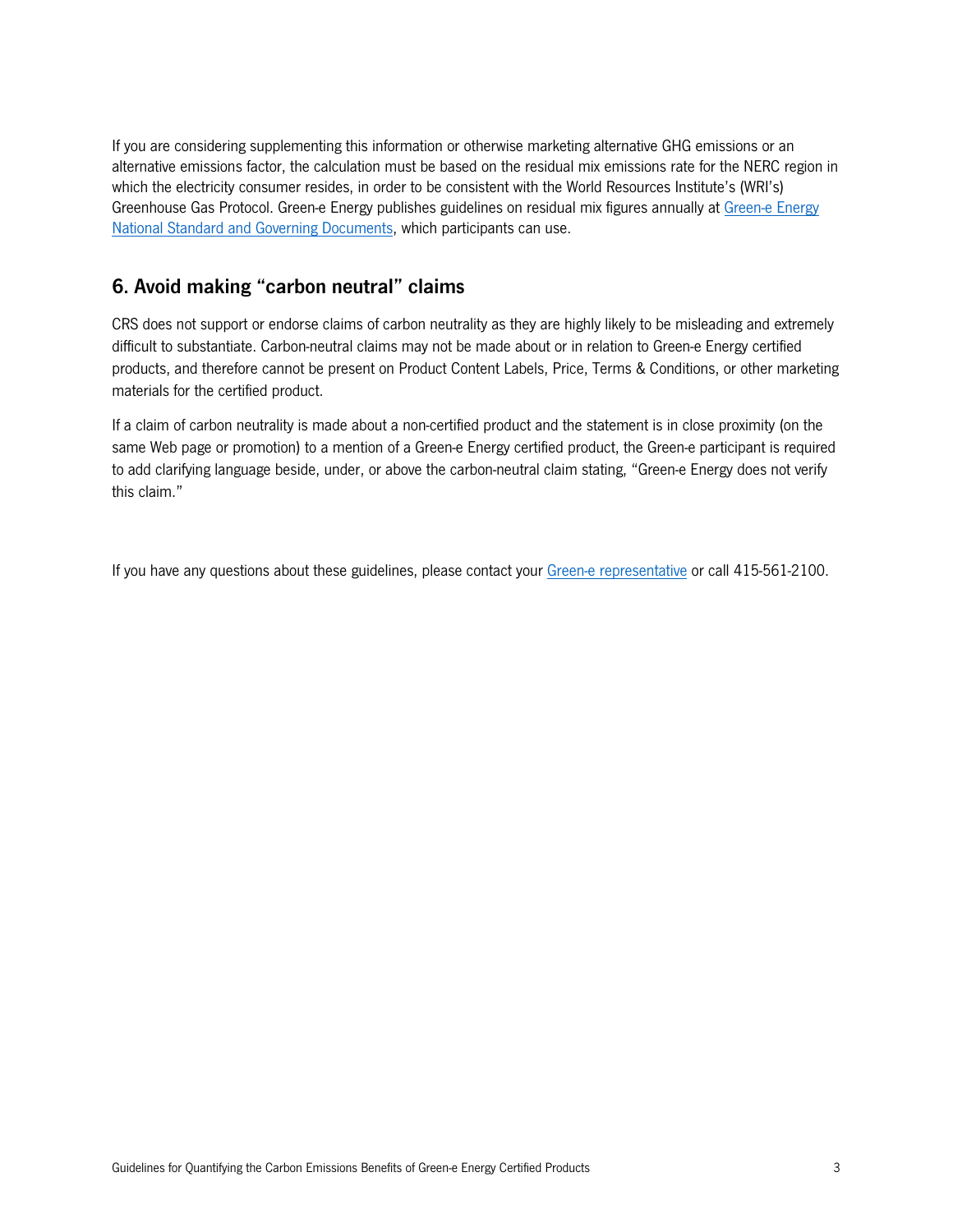If you are considering supplementing this information or otherwise marketing alternative GHG emissions or an alternative emissions factor, the calculation must be based on the residual mix emissions rate for the NERC region in which the electricity consumer resides, in order to be consistent with the World Resources Institute's (WRI's) Greenhouse Gas Protocol. Green-e Energy publishes guidelines on residual mix figures annually at Green-e Energy National Standard and Governing Documents, which participants can use.

## 6. Avoid making "carbon neutral" claims

CRS does not support or endorse claims of carbon neutrality as they are highly likely to be misleading and extremely difficult to substantiate. Carbon-neutral claims may not be made about or in relation to Green-e Energy certified products, and therefore cannot be present on Product Content Labels, Price, Terms & Conditions, or other marketing materials for the certified product.

If a claim of carbon neutrality is made about a non-certified product and the statement is in close proximity (on the same Web page or promotion) to a mention of a Green-e Energy certified product, the Green-e participant is required to add clarifying language beside, under, or above the carbon-neutral claim stating, "Green-e Energy does not verify this claim."

If you have any questions about these guidelines, please contact your Green-e representative or call 415-561-2100.